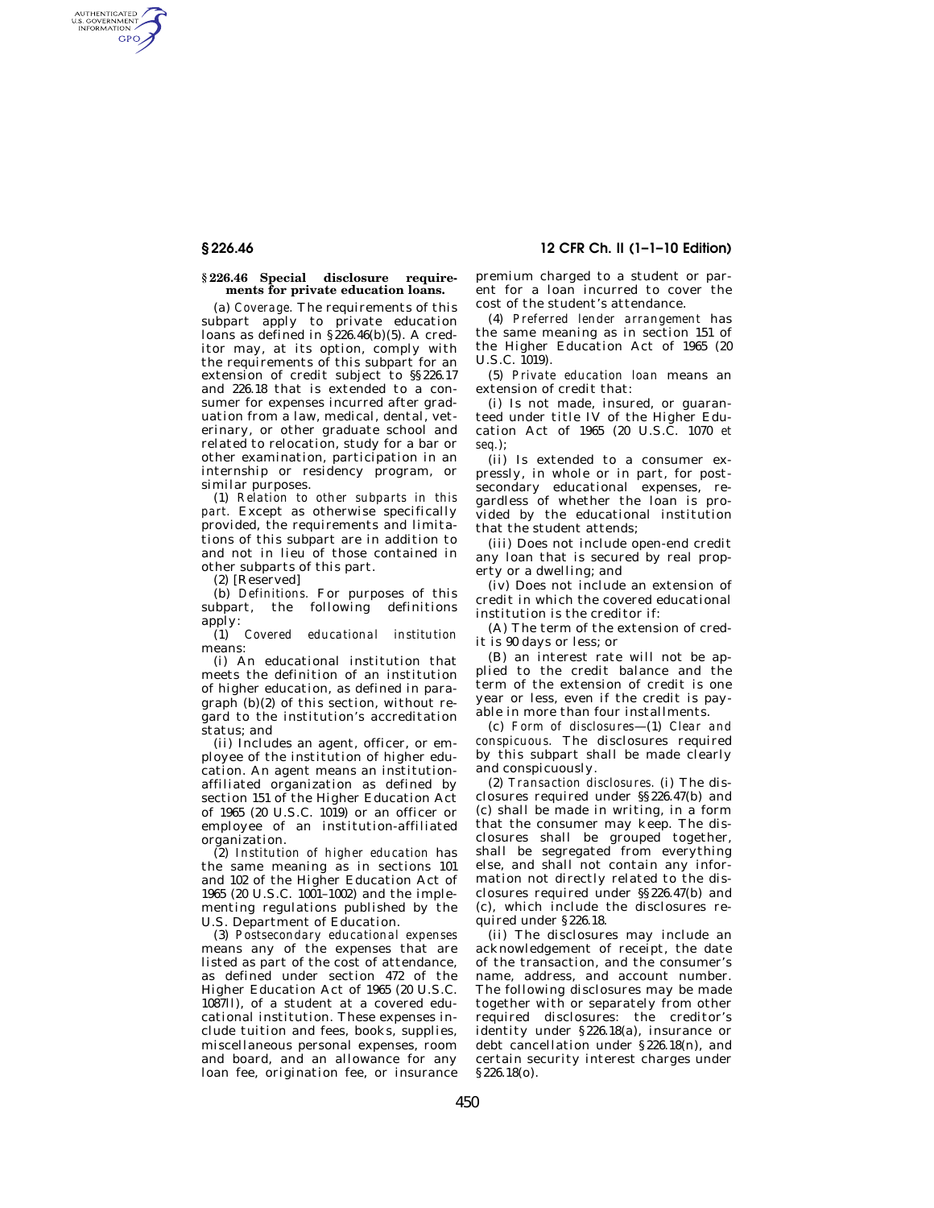## § 226.46 Special disclosure requirements for private education loans.

(a) *Coverage.* The requirements of this subpart apply to private education loans as defined in § 226.46(b)(5). A creditor may, at its option, comply with the requirements of this subpart for an extension of credit subject to §§ 226.17 and 226.18 that is extended to a consumer for expenses incurred after graduation from a law, medical, dental, veterinary, or other graduate school and related to relocation, study for a bar or other examination, participation in an internship or residency program, or similar purposes.

(1) *Relation to other subparts in this part.* Except as otherwise specifically provided, the requirements and limitations of this subpart are in addition to and not in lieu of those contained in other subparts of this part.

(2) [Reserved]

(b) *Definitions.* For purposes of this subpart, the following definitions apply:

(1) *Covered educational institution* means:

(i) An educational institution that meets the definition of an institution of higher education, as defined in paragraph (b)(2) of this section, without regard to the institution's accreditation status; and

(ii) Includes an agent, officer, or employee of the institution of higher education. An agent means an institution-affiliated organization as defined by section 151 of the Higher Education Act of 1965 (20 U.S.C. 1019) or an officer or employee of an institution-affiliated organization.

(2) *Institution of higher education* has the same meaning as in sections 101 and 102 of the Higher Education Act of 1965 (20 U.S.C. 1001–1002) and the implementing regulations published by the U.S. Department of Education.

(3) *Postsecondary educational expenses* means any of the expenses that are listed as part of the cost of attendance, as defined under section 472 of the Higher Education Act of 1965 (20 U.S.C. 1087ll), of a student at a covered educational institution. These expenses include tuition and fees, books, supplies, miscellaneous personal expenses, room and board, and an allowance for any loan fee, origination fee, or insurance premium charged to a student or parent for a loan incurred to cover the cost of the student's attendance.

(4) *Preferred lender arrangement* has the same meaning as in section 151 of the Higher Education Act of 1965 (20 U.S.C. 1019).

(5) *Private education loan* means an extension of credit that:

(i) Is not made, insured, or guaranteed under title IV of the Higher Education Act of 1965 (20 U.S.C. 1070 *et seq.*);

(ii) Is extended to a consumer expressly, in whole or in part, for postsecondary educational expenses, regardless of whether the loan is provided by the educational institution that the student attends;

(iii) Does not include open-end credit any loan that is secured by real property or a dwelling; and

(iv) Does not include an extension of credit in which the covered educational institution is the creditor if:

(A) The term of the extension of credit is 90 days or less; or

(B) an interest rate will not be applied to the credit balance and the term of the extension of credit is one year or less, even if the credit is payable in more than four installments.

(c) *Form of disclosures*—(1) *Clear and conspicuous.* The disclosures required by this subpart shall be made clearly and conspicuously.

(2) *Transaction disclosures.* (i) The disclosures required under §§ 226.47(b) and (c) shall be made in writing, in a form that the consumer may keep. The disclosures shall be grouped together, shall be segregated from everything else, and shall not contain any information not directly related to the disclosures required under §§ 226.47(b) and (c), which include the disclosures required under § 226.18.

(ii) The disclosures may include an acknowledgement of receipt, the date of the transaction, and the consumer's name, address, and account number. The following disclosures may be made together with or separately from other required disclosures: the creditor's identity under § 226.18(a), insurance or debt cancellation under § 226.18(n), and certain security interest charges under § 226.18(o).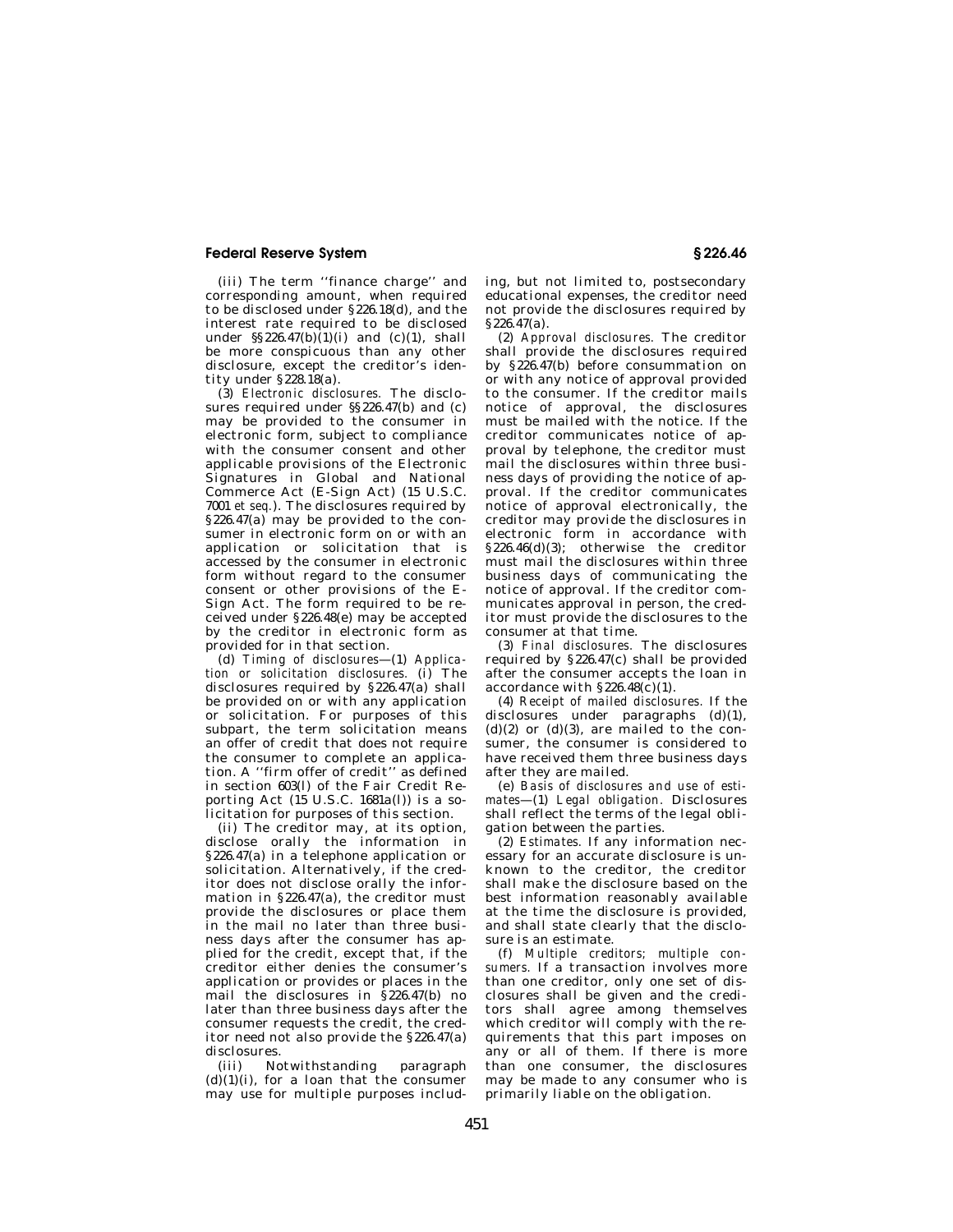(iii) The term ''finance charge'' and corresponding amount, when required to be disclosed under §226.18(d), and the interest rate required to be disclosed under §§226.47(b)(1)(i) and (c)(1), shall be more conspicuous than any other disclosure, except the creditor's identity under §228.18(a).

(3) *Electronic disclosures.* The disclosures required under §§226.47(b) and (c) may be provided to the consumer in electronic form, subject to compliance with the consumer consent and other applicable provisions of the Electronic Signatures in Global and National Commerce Act (E-Sign Act) (15 U.S.C. 7001 *et seq.*). The disclosures required by §226.47(a) may be provided to the consumer in electronic form on or with an application or solicitation that is accessed by the consumer in electronic form without regard to the consumer consent or other provisions of the E-Sign Act. The form required to be received under §226.48(e) may be accepted by the creditor in electronic form as provided for in that section.

(d) *Timing of disclosures*—(1) *Application or solicitation disclosures.* (i) The disclosures required by §226.47(a) shall be provided on or with any application or solicitation. For purposes of this subpart, the term solicitation means an offer of credit that does not require the consumer to complete an application. A ''firm offer of credit'' as defined in section 603(l) of the Fair Credit Reporting Act (15 U.S.C. 1681a(l)) is a solicitation for purposes of this section.

(ii) The creditor may, at its option, disclose orally the information in §226.47(a) in a telephone application or solicitation. Alternatively, if the creditor does not disclose orally the information in §226.47(a), the creditor must provide the disclosures or place them in the mail no later than three business days after the consumer has applied for the credit, except that, if the creditor either denies the consumer's application or provides or places in the mail the disclosures in §226.47(b) no later than three business days after the consumer requests the credit, the creditor need not also provide the §226.47(a) disclosures.

(iii) Notwithstanding paragraph (d)(1)(i), for a loan that the consumer may use for multiple purposes including, but not limited to, postsecondary educational expenses, the creditor need not provide the disclosures required by §226.47(a).

(2) *Approval disclosures.* The creditor shall provide the disclosures required by §226.47(b) before consummation on or with any notice of approval provided to the consumer. If the creditor mails notice of approval, the disclosures must be mailed with the notice. If the creditor communicates notice of approval by telephone, the creditor must mail the disclosures within three business days of providing the notice of approval. If the creditor communicates notice of approval electronically, the creditor may provide the disclosures in electronic form in accordance with §226.46(d)(3); otherwise the creditor must mail the disclosures within three business days of communicating the notice of approval. If the creditor communicates approval in person, the creditor must provide the disclosures to the consumer at that time.

(3) *Final disclosures.* The disclosures required by §226.47(c) shall be provided after the consumer accepts the loan in accordance with §226.48(c)(1).

(4) *Receipt of mailed disclosures.* If the disclosures under paragraphs (d)(1), (d)(2) or (d)(3), are mailed to the consumer, the consumer is considered to have received them three business days after they are mailed.

(e) *Basis of disclosures and use of estimates*—(1) *Legal obligation.* Disclosures shall reflect the terms of the legal obligation between the parties.

(2) *Estimates.* If any information necessary for an accurate disclosure is unknown to the creditor, the creditor shall make the disclosure based on the best information reasonably available at the time the disclosure is provided, and shall state clearly that the disclosure is an estimate.

(f) *Multiple creditors; multiple consumers.* If a transaction involves more than one creditor, only one set of disclosures shall be given and the creditors shall agree among themselves which creditor will comply with the requirements that this part imposes on any or all of them. If there is more than one consumer, the disclosures may be made to any consumer who is primarily liable on the obligation.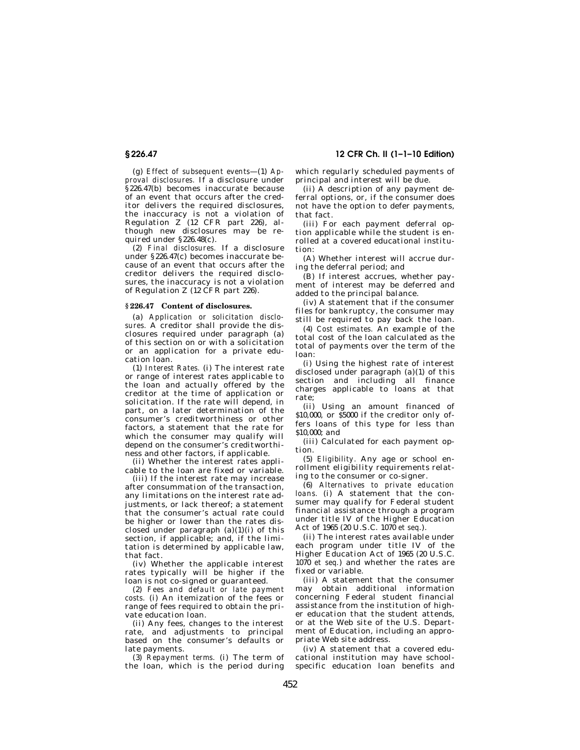(g) *Effect of subsequent events*—(1) *Approval disclosures.* If a disclosure under §226.47(b) becomes inaccurate because of an event that occurs after the creditor delivers the required disclosures, the inaccuracy is not a violation of Regulation Z (12 CFR part 226), although new disclosures may be required under §226.48(c).

(2) *Final disclosures.* If a disclosure under §226.47(c) becomes inaccurate because of an event that occurs after the creditor delivers the required disclosures, the inaccuracy is not a violation of Regulation Z (12 CFR part 226).

## §226.47 Content of disclosures.

(a) *Application or solicitation disclosures.* A creditor shall provide the disclosures required under paragraph (a) of this section on or with a solicitation or an application for a private education loan.

(1) *Interest Rates.* (i) The interest rate or range of interest rates applicable to the loan and actually offered by the creditor at the time of application or solicitation. If the rate will depend, in part, on a later determination of the consumer's creditworthiness or other factors, a statement that the rate for which the consumer may qualify will depend on the consumer's creditworthiness and other factors, if applicable.

(ii) Whether the interest rates applicable to the loan are fixed or variable.

(iii) If the interest rate may increase after consummation of the transaction, any limitations on the interest rate adjustments, or lack thereof; a statement that the consumer's actual rate could be higher or lower than the rates disclosed under paragraph (a)(1)(i) of this section, if applicable; and, if the limitation is determined by applicable law, that fact.

(iv) Whether the applicable interest rates typically will be higher if the loan is not co-signed or guaranteed.

(2) *Fees and default or late payment costs.* (i) An itemization of the fees or range of fees required to obtain the private education loan.

(ii) Any fees, changes to the interest rate, and adjustments to principal based on the consumer's defaults or late payments.

(3) *Repayment terms.* (i) The term of the loan, which is the period during which regularly scheduled payments of principal and interest will be due.

(ii) A description of any payment deferral options, or, if the consumer does not have the option to defer payments, that fact.

(iii) For each payment deferral option applicable while the student is enrolled at a covered educational institution:

(A) Whether interest will accrue during the deferral period; and

(B) If interest accrues, whether payment of interest may be deferred and added to the principal balance.

(iv) A statement that if the consumer files for bankruptcy, the consumer may still be required to pay back the loan.

(4) *Cost estimates.* An example of the total cost of the loan calculated as the total of payments over the term of the loan:

(i) Using the highest rate of interest disclosed under paragraph (a)(1) of this section and including all finance charges applicable to loans at that rate;

(ii) Using an amount financed of $10,000, or $5000 if the creditor only offers loans of this type for less than $10,000; and

(iii) Calculated for each payment option.

(5) *Eligibility.* Any age or school enrollment eligibility requirements relating to the consumer or co-signer.

(6) *Alternatives to private education loans.* (i) A statement that the consumer may qualify for Federal student financial assistance through a program under title IV of the Higher Education Act of 1965 (20 U.S.C. 1070 *et seq.*).

(ii) The interest rates available under each program under title IV of the Higher Education Act of 1965 (20 U.S.C. 1070 *et seq.*) and whether the rates are fixed or variable.

(iii) A statement that the consumer may obtain additional information concerning Federal student financial assistance from the institution of higher education that the student attends, or at the Web site of the U.S. Department of Education, including an appropriate Web site address.

(iv) A statement that a covered educational institution may have school-specific education loan benefits and